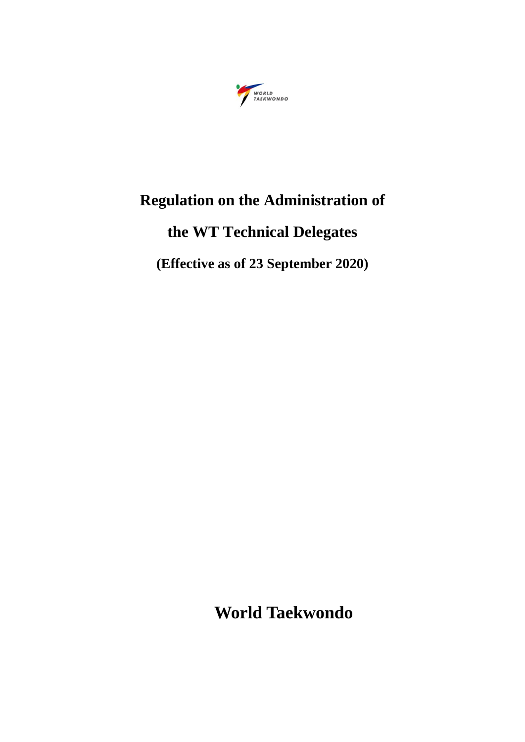WORLD TAEKWONDO

# Regulation on the Administration of the WT Technical Delegates

**(Effective as of 23 September 2020)**

**World Taekwondo**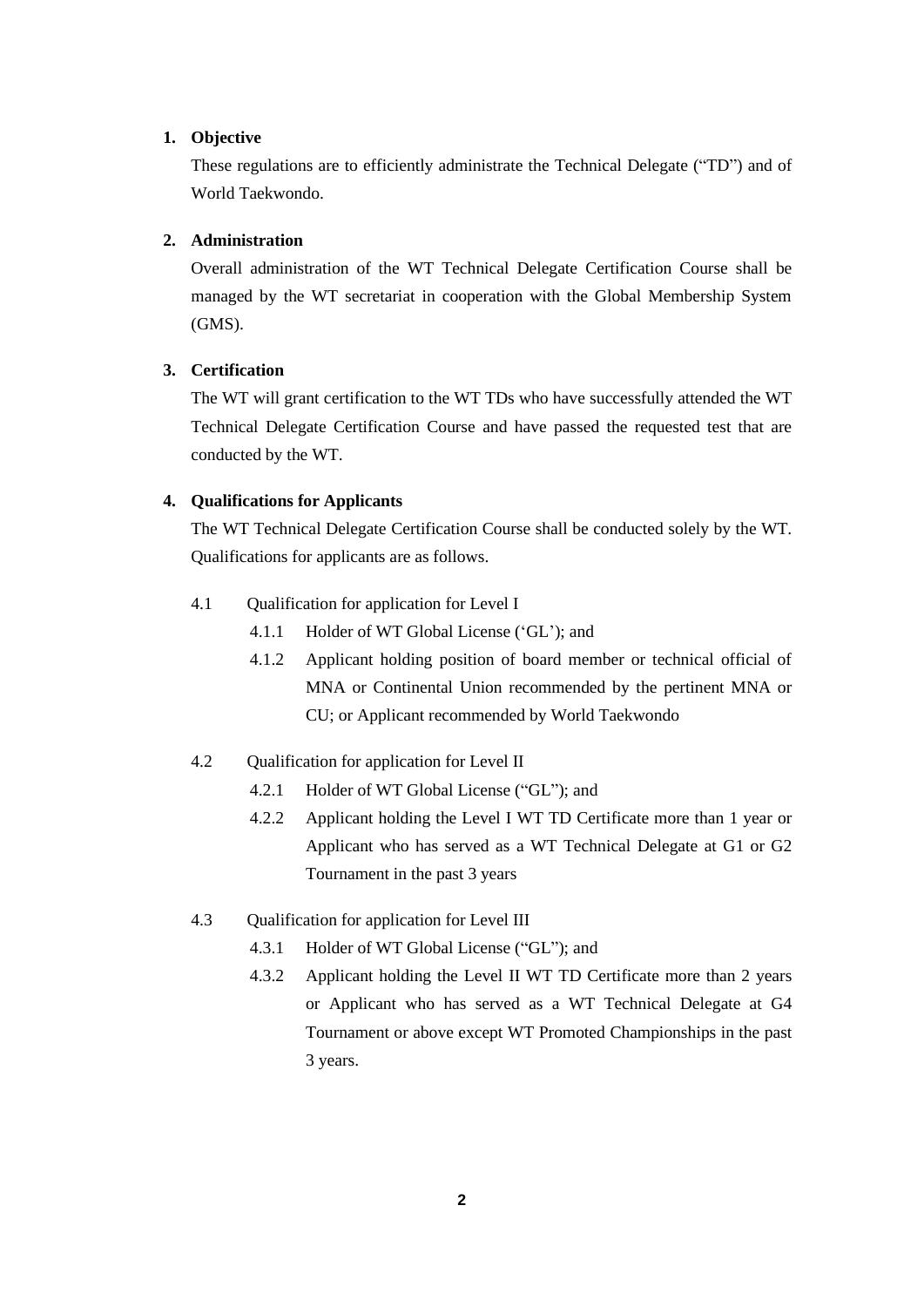## 1. Objective

These regulations are to efficiently administrate the Technical Delegate ("TD") and of World Taekwondo.

## 2. Administration

Overall administration of the WT Technical Delegate Certification Course shall be managed by the WT secretariat in cooperation with the Global Membership System (GMS).

## 3. Certification

The WT will grant certification to the WT TDs who have successfully attended the WT Technical Delegate Certification Course and have passed the requested test that are conducted by the WT.

## 4. Qualifications for Applicants

The WT Technical Delegate Certification Course shall be conducted solely by the WT. Qualifications for applicants are as follows.

4.1 Qualification for application for Level I

- 4.1.1 Holder of WT Global License ('GL'); and
- 4.1.2 Applicant holding position of board member or technical official of MNA or Continental Union recommended by the pertinent MNA or CU; or Applicant recommended by World Taekwondo

4.2 Qualification for application for Level II

- 4.2.1 Holder of WT Global License ("GL"); and
- 4.2.2 Applicant holding the Level I WT TD Certificate more than 1 year or Applicant who has served as a WT Technical Delegate at G1 or G2 Tournament in the past 3 years

4.3 Qualification for application for Level III

- 4.3.1 Holder of WT Global License ("GL"); and
- 4.3.2 Applicant holding the Level II WT TD Certificate more than 2 years or Applicant who has served as a WT Technical Delegate at G4 Tournament or above except WT Promoted Championships in the past 3 years.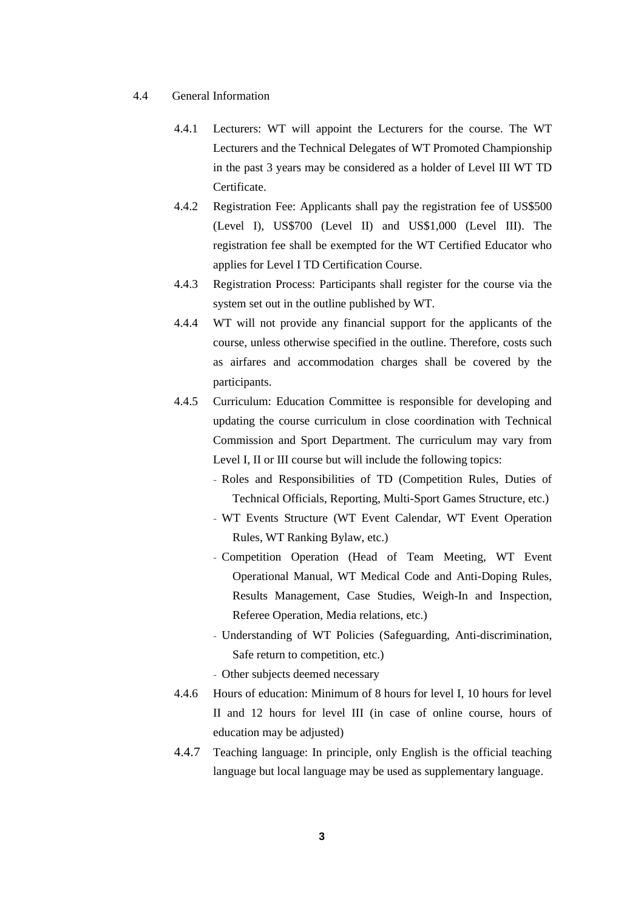4.4 General Information

4.4.1 Lecturers: WT will appoint the Lecturers for the course. The WT Lecturers and the Technical Delegates of WT Promoted Championship in the past 3 years may be considered as a holder of Level III WT TD Certificate.

4.4.2 Registration Fee: Applicants shall pay the registration fee of US$500 (Level I), US$700 (Level II) and US$1,000 (Level III). The registration fee shall be exempted for the WT Certified Educator who applies for Level I TD Certification Course.

4.4.3 Registration Process: Participants shall register for the course via the system set out in the outline published by WT.

4.4.4 WT will not provide any financial support for the applicants of the course, unless otherwise specified in the outline. Therefore, costs such as airfares and accommodation charges shall be covered by the participants.

4.4.5 Curriculum: Education Committee is responsible for developing and updating the course curriculum in close coordination with Technical Commission and Sport Department. The curriculum may vary from Level I, II or III course but will include the following topics:

- Roles and Responsibilities of TD (Competition Rules, Duties of Technical Officials, Reporting, Multi-Sport Games Structure, etc.)
- WT Events Structure (WT Event Calendar, WT Event Operation Rules, WT Ranking Bylaw, etc.)
- Competition Operation (Head of Team Meeting, WT Event Operational Manual, WT Medical Code and Anti-Doping Rules, Results Management, Case Studies, Weigh-In and Inspection, Referee Operation, Media relations, etc.)
- Understanding of WT Policies (Safeguarding, Anti-discrimination, Safe return to competition, etc.)
- Other subjects deemed necessary

4.4.6 Hours of education: Minimum of 8 hours for level I, 10 hours for level II and 12 hours for level III (in case of online course, hours of education may be adjusted)

4.4.7 Teaching language: In principle, only English is the official teaching language but local language may be used as supplementary language.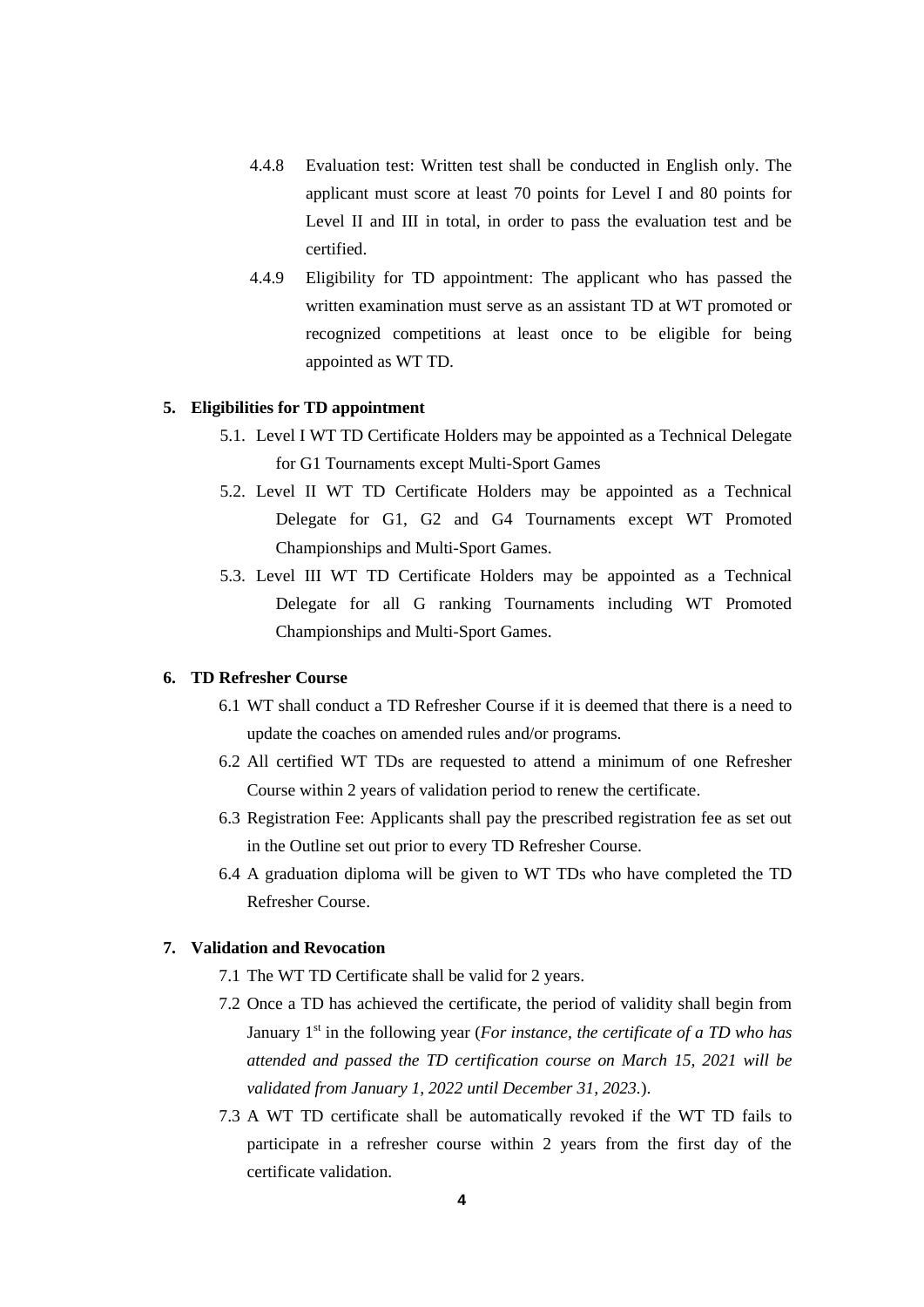4.4.8 Evaluation test: Written test shall be conducted in English only. The applicant must score at least 70 points for Level I and 80 points for Level II and III in total, in order to pass the evaluation test and be certified.

4.4.9 Eligibility for TD appointment: The applicant who has passed the written examination must serve as an assistant TD at WT promoted or recognized competitions at least once to be eligible for being appointed as WT TD.

**5. Eligibilities for TD appointment**

5.1. Level I WT TD Certificate Holders may be appointed as a Technical Delegate for G1 Tournaments except Multi-Sport Games

5.2. Level II WT TD Certificate Holders may be appointed as a Technical Delegate for G1, G2 and G4 Tournaments except WT Promoted Championships and Multi-Sport Games.

5.3. Level III WT TD Certificate Holders may be appointed as a Technical Delegate for all G ranking Tournaments including WT Promoted Championships and Multi-Sport Games.

**6. TD Refresher Course**

6.1 WT shall conduct a TD Refresher Course if it is deemed that there is a need to update the coaches on amended rules and/or programs.

6.2 All certified WT TDs are requested to attend a minimum of one Refresher Course within 2 years of validation period to renew the certificate.

6.3 Registration Fee: Applicants shall pay the prescribed registration fee as set out in the Outline set out prior to every TD Refresher Course.

6.4 A graduation diploma will be given to WT TDs who have completed the TD Refresher Course.

**7. Validation and Revocation**

7.1 The WT TD Certificate shall be valid for 2 years.

7.2 Once a TD has achieved the certificate, the period of validity shall begin from January 1st in the following year (*For instance, the certificate of a TD who has attended and passed the TD certification course on March 15, 2021 will be validated from January 1, 2022 until December 31, 2023.*).

7.3 A WT TD certificate shall be automatically revoked if the WT TD fails to participate in a refresher course within 2 years from the first day of the certificate validation.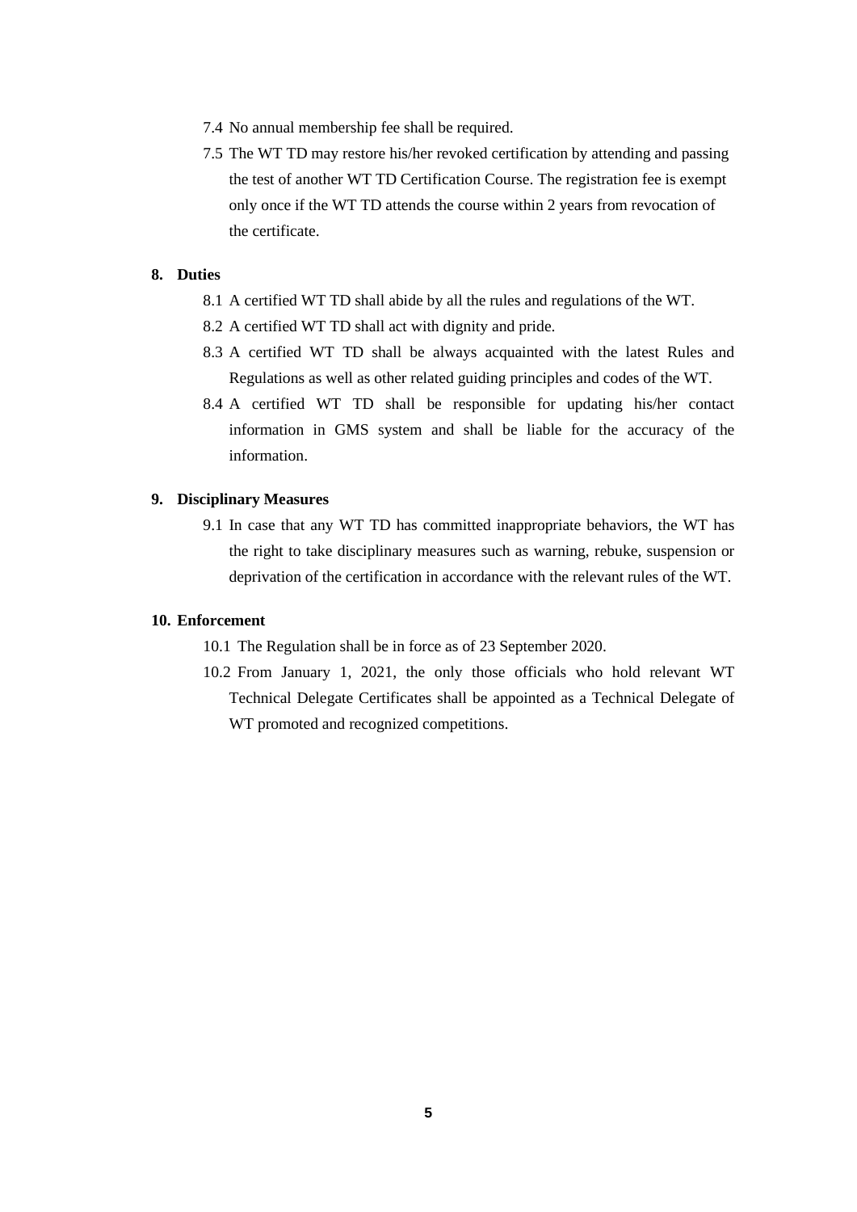7.4 No annual membership fee shall be required.

7.5 The WT TD may restore his/her revoked certification by attending and passing the test of another WT TD Certification Course. The registration fee is exempt only once if the WT TD attends the course within 2 years from revocation of the certificate.

**8. Duties**

8.1 A certified WT TD shall abide by all the rules and regulations of the WT.

8.2 A certified WT TD shall act with dignity and pride.

8.3 A certified WT TD shall be always acquainted with the latest Rules and Regulations as well as other related guiding principles and codes of the WT.

8.4 A certified WT TD shall be responsible for updating his/her contact information in GMS system and shall be liable for the accuracy of the information.

**9. Disciplinary Measures**

9.1 In case that any WT TD has committed inappropriate behaviors, the WT has the right to take disciplinary measures such as warning, rebuke, suspension or deprivation of the certification in accordance with the relevant rules of the WT.

**10. Enforcement**

10.1 The Regulation shall be in force as of 23 September 2020.

10.2 From January 1, 2021, the only those officials who hold relevant WT Technical Delegate Certificates shall be appointed as a Technical Delegate of WT promoted and recognized competitions.